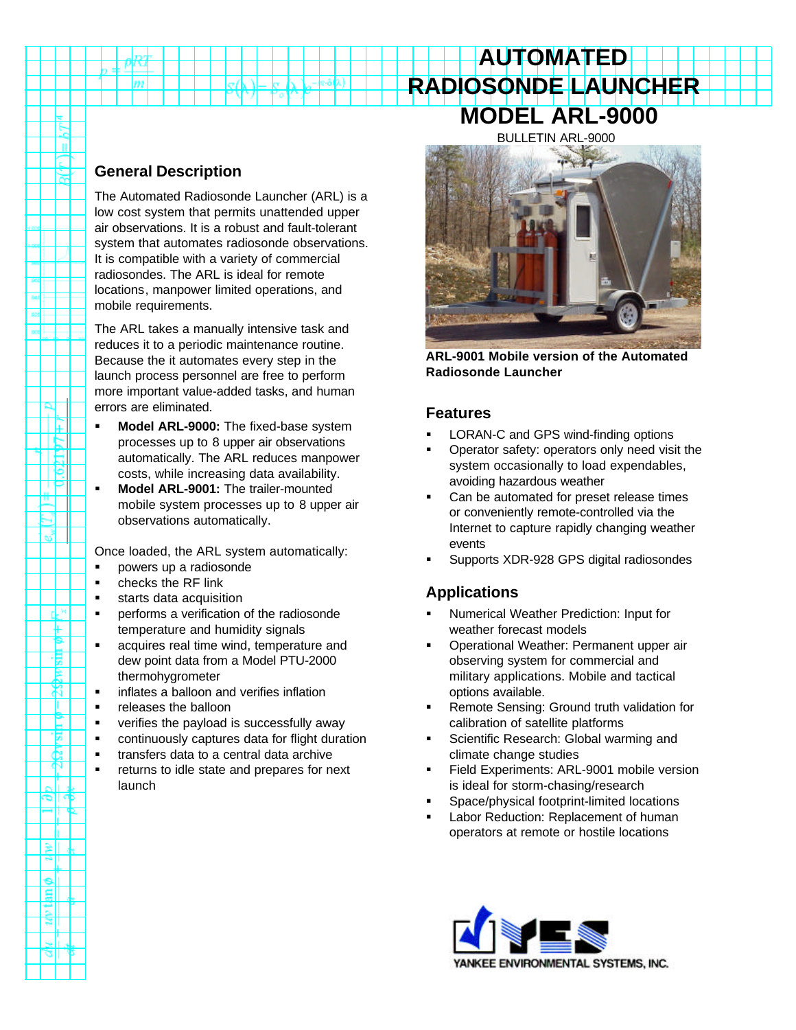# AUTOMATED RADIOSONDE LAUNCHER MODEL ARL-9000

BULLETIN ARL-9000

## General Description

The Automated Radiosonde Launcher (ARL) is a low cost system that permits unattended upper air observations. It is a robust and fault-tolerant system that automates radiosonde observations. It is compatible with a variety of commercial radiosondes. The ARL is ideal for remote locations, manpower limited operations, and mobile requirements.

The ARL takes a manually intensive task and reduces it to a periodic maintenance routine. Because the it automates every step in the launch process personnel are free to perform more important value-added tasks, and human errors are eliminated.

- **Model ARL-9000:** The fixed-base system processes up to 8 upper air observations automatically. The ARL reduces manpower costs, while increasing data availability.
- **Model ARL-9001:** The trailer-mounted mobile system processes up to 8 upper air observations automatically.

Once loaded, the ARL system automatically:

- powers up a radiosonde
- checks the RF link
- starts data acquisition
- performs a verification of the radiosonde temperature and humidity signals
- acquires real time wind, temperature and dew point data from a Model PTU-2000 thermohygrometer
- inflates a balloon and verifies inflation
- releases the balloon
- verifies the payload is successfully away
- continuously captures data for flight duration
- transfers data to a central data archive
- returns to idle state and prepares for next launch

**ARL-9001 Mobile version of the Automated Radiosonde Launcher**

## Features

- LORAN-C and GPS wind-finding options
- Operator safety: operators only need visit the system occasionally to load expendables, avoiding hazardous weather
- Can be automated for preset release times or conveniently remote-controlled via the Internet to capture rapidly changing weather events
- Supports XDR-928 GPS digital radiosondes

## Applications

- Numerical Weather Prediction: Input for weather forecast models
- Operational Weather: Permanent upper air observing system for commercial and military applications. Mobile and tactical options available.
- Remote Sensing: Ground truth validation for calibration of satellite platforms
- Scientific Research: Global warming and climate change studies
- Field Experiments: ARL-9001 mobile version is ideal for storm-chasing/research
- Space/physical footprint-limited locations
- Labor Reduction: Replacement of human operators at remote or hostile locations

YANKEE ENVIRONMENTAL SYSTEMS, INC.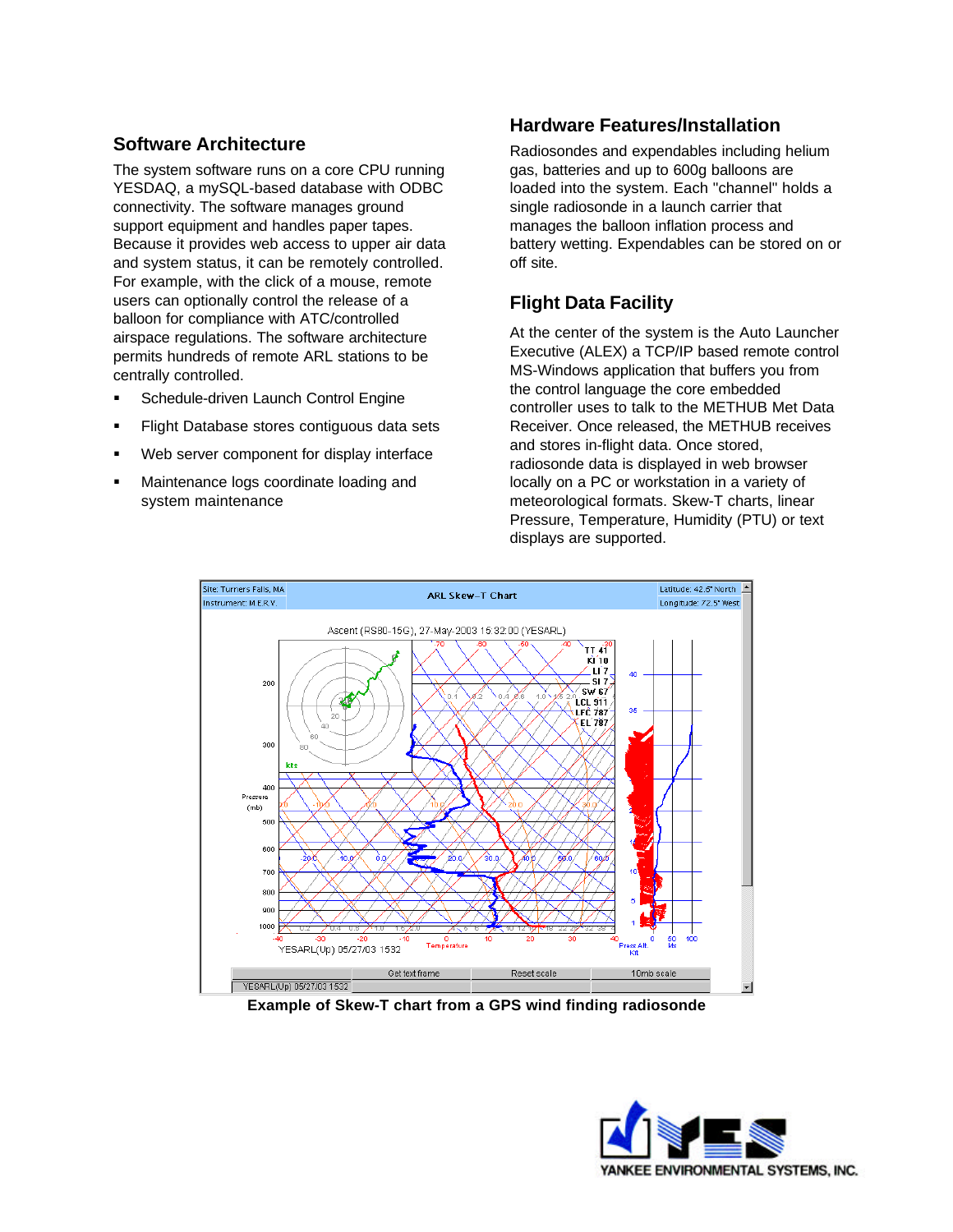## Software Architecture

The system software runs on a core CPU running YESDAQ, a mySQL-based database with ODBC connectivity. The software manages ground support equipment and handles paper tapes. Because it provides web access to upper air data and system status, it can be remotely controlled. For example, with the click of a mouse, remote users can optionally control the release of a balloon for compliance with ATC/controlled airspace regulations. The software architecture permits hundreds of remote ARL stations to be centrally controlled.

- Schedule-driven Launch Control Engine
- Flight Database stores contiguous data sets
- Web server component for display interface
- Maintenance logs coordinate loading and system maintenance

## Hardware Features/Installation

Radiosondes and expendables including helium gas, batteries and up to 600g balloons are loaded into the system. Each "channel" holds a single radiosonde in a launch carrier that manages the balloon inflation process and battery wetting. Expendables can be stored on or off site.

## Flight Data Facility

At the center of the system is the Auto Launcher Executive (ALEX) a TCP/IP based remote control MS-Windows application that buffers you from the control language the core embedded controller uses to talk to the METHUB Met Data Receiver. Once released, the METHUB receives and stores in-flight data. Once stored, radiosonde data is displayed in web browser locally on a PC or workstation in a variety of meteorological formats. Skew-T charts, linear Pressure, Temperature, Humidity (PTU) or text displays are supported.

**Example of Skew-T chart from a GPS wind finding radiosonde**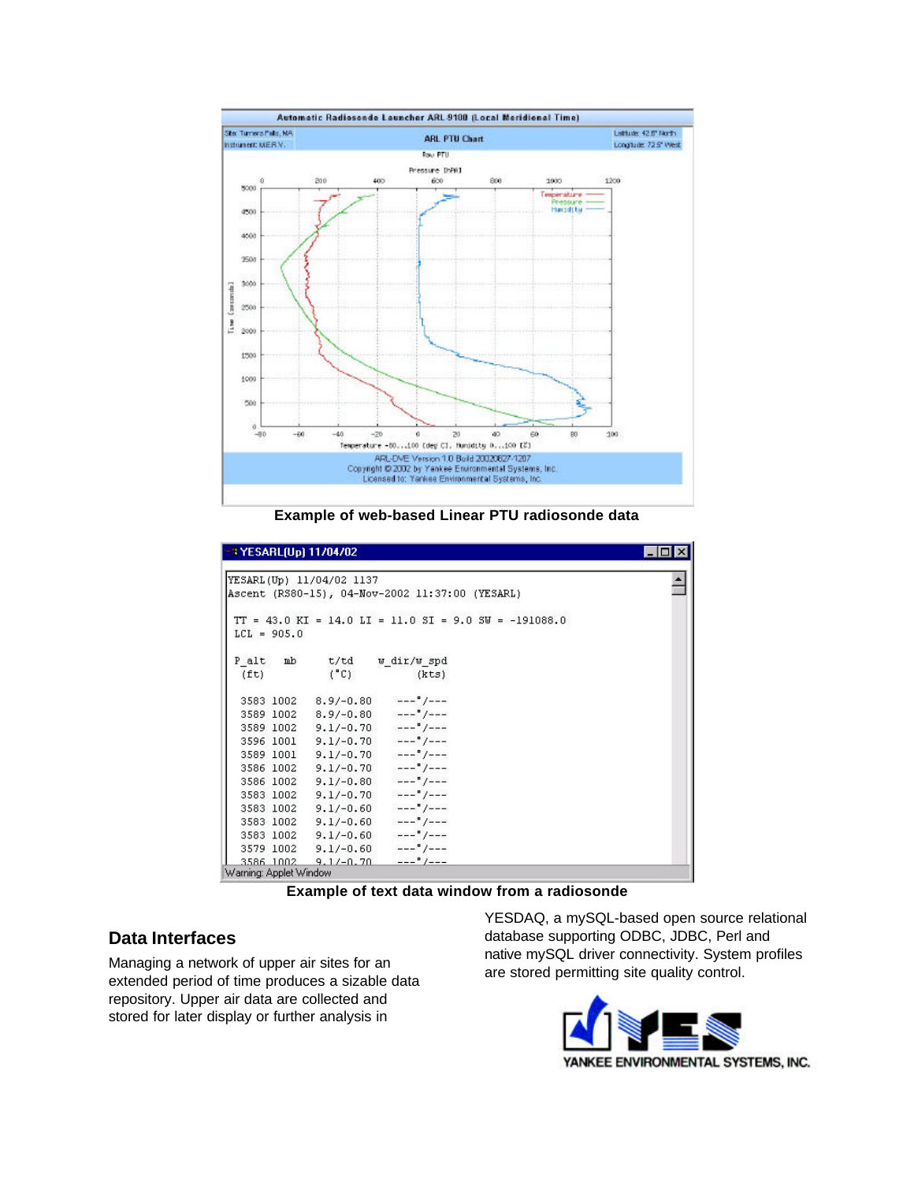Example of web-based Linear PTU radiosonde data

Example of text data window from a radiosonde

## Data Interfaces

Managing a network of upper air sites for an extended period of time produces a sizable data repository. Upper air data are collected and stored for later display or further analysis in YESDAQ, a mySQL-based open source relational database supporting ODBC, JDBC, Perl and native mySQL driver connectivity. System profiles are stored permitting site quality control.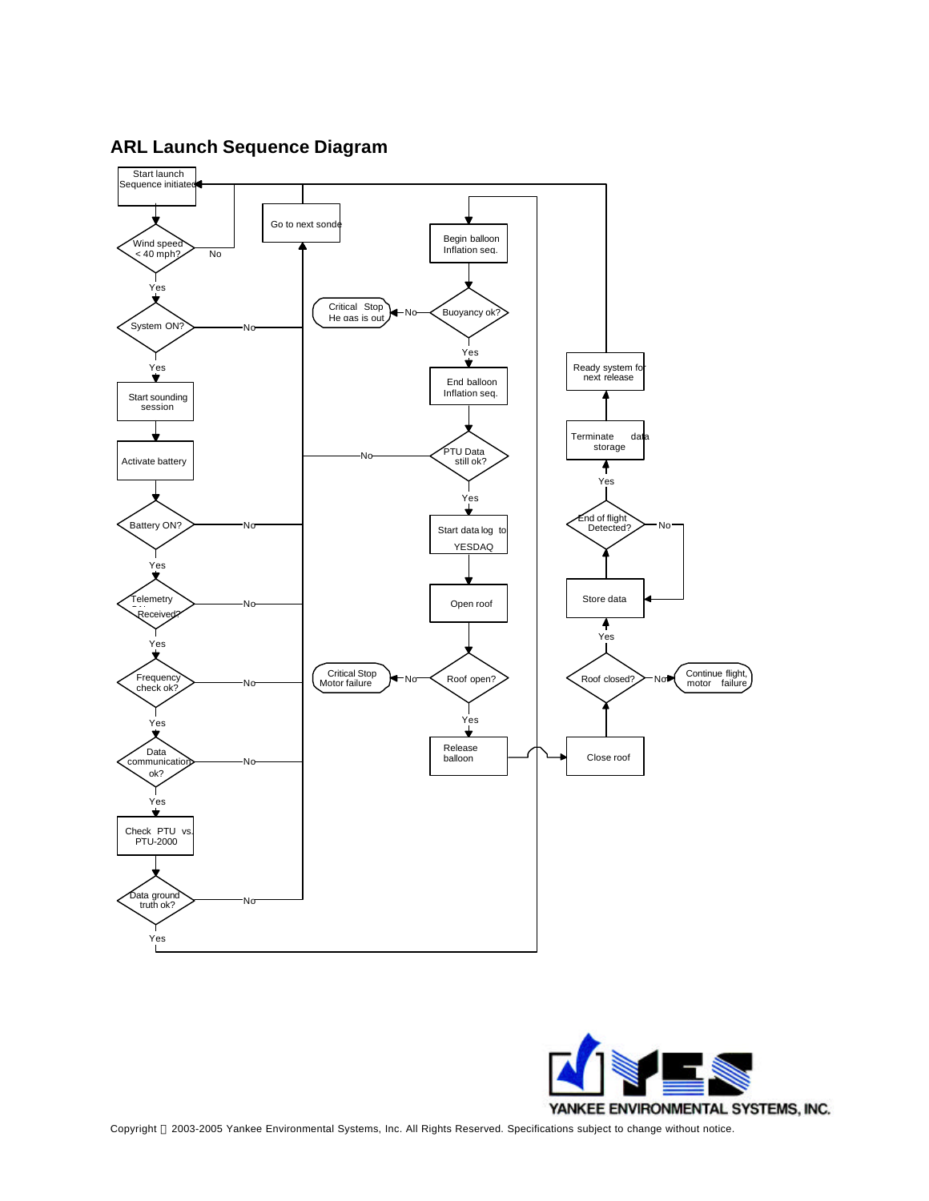## ARL Launch Sequence Diagram

Start launch Sequence initiated

Wind speed < 40 mph? — No / Yes

System ON? — No / Yes

Start sounding session

Activate battery

Battery ON? — No / Yes

Telemetry Received? — No / Yes

Frequency check ok? — No / Yes

Data communication ok? — No / Yes

Check PTU vs. PTU-2000

Data ground truth ok? — No / Yes

Go to next sonde

Begin balloon Inflation seq.

Buoyancy ok? — No / Yes

Critical Stop He gas is out

End balloon Inflation seq.

PTU Data still ok? — No / Yes

Start data log to YESDAQ

Open roof

Roof open? — No / Yes

Critical Stop Motor failure

Release balloon

Close roof

Roof closed? — No / Yes

Continue flight, motor failure

Store data

End of flight Detected? — No / Yes

Terminate data storage

Ready system for next release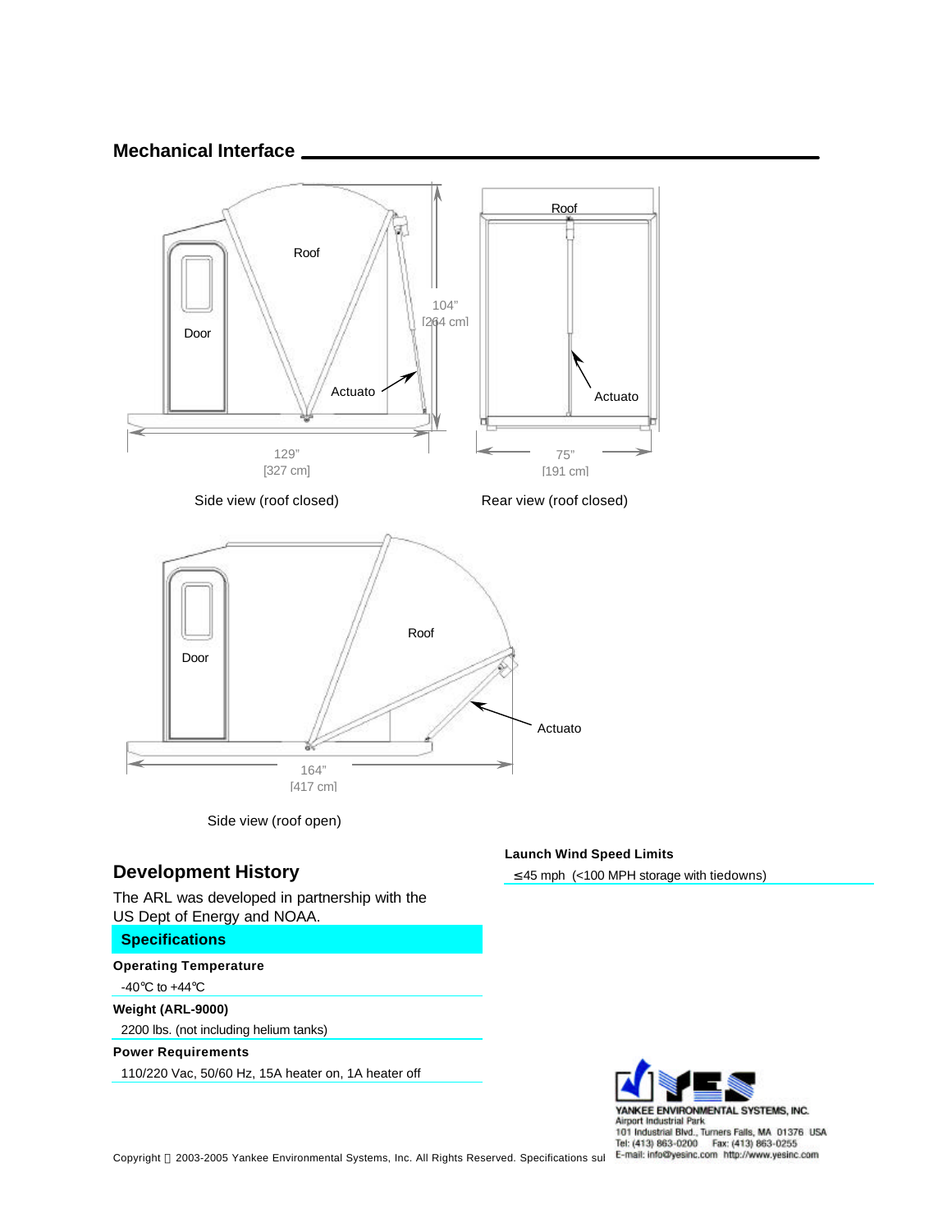## Mechanical Interface

Roof

Door

Actuato

104"
[264 cm]

129"
[327 cm]

Side view (roof closed)

Roof

Actuato

75"
[191 cm]

Rear view (roof closed)

Door

Roof

Actuato

164"
[417 cm]

Side view (roof open)

## Development History

The ARL was developed in partnership with the US Dept of Energy and NOAA.

### Specifications

**Operating Temperature**

-40℃ to +44℃

**Weight (ARL-9000)**

2200 lbs. (not including helium tanks)

**Power Requirements**

110/220 Vac, 50/60 Hz, 15A heater on, 1A heater off

**Launch Wind Speed Limits**

≤45 mph (<100 MPH storage with tiedowns)

YANKEE ENVIRONMENTAL SYSTEMS, INC.
Airport Industrial Park
101 Industrial Blvd., Turners Falls, MA 01376 USA
Tel: (413) 863-0200 Fax: (413) 863-0255
E-mail: info@yesinc.com http://www.yesinc.com

Copyright  2003-2005 Yankee Environmental Systems, Inc. All Rights Reserved. Specifications sul